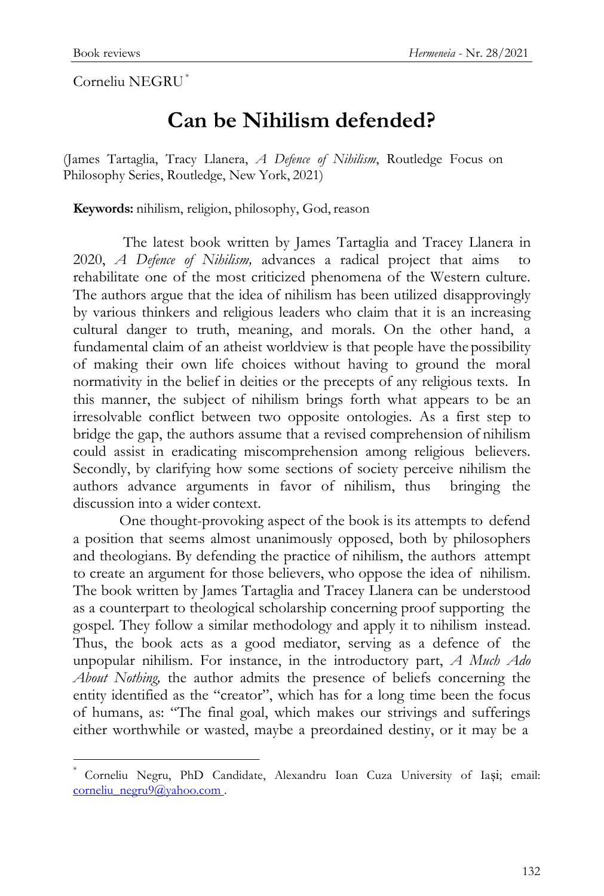Corneliu NEGRU[*]

# Can be Nihilism defended?

(James Tartaglia, Tracy Llanera, *A Defence of Nihilism*, Routledge Focus on Philosophy Series, Routledge, New York, 2021)

**Keywords:** nihilism, religion, philosophy, God, reason

The latest book written by James Tartaglia and Tracey Llanera in 2020, *A Defence of Nihilism,* advances a radical project that aims to rehabilitate one of the most criticized phenomena of the Western culture. The authors argue that the idea of nihilism has been utilized disapprovingly by various thinkers and religious leaders who claim that it is an increasing cultural danger to truth, meaning, and morals. On the other hand, a fundamental claim of an atheist worldview is that people have the possibility of making their own life choices without having to ground the moral normativity in the belief in deities or the precepts of any religious texts. In this manner, the subject of nihilism brings forth what appears to be an irresolvable conflict between two opposite ontologies. As a first step to bridge the gap, the authors assume that a revised comprehension of nihilism could assist in eradicating miscomprehension among religious believers. Secondly, by clarifying how some sections of society perceive nihilism the authors advance arguments in favor of nihilism, thus bringing the discussion into a wider context.

One thought-provoking aspect of the book is its attempts to defend a position that seems almost unanimously opposed, both by philosophers and theologians. By defending the practice of nihilism, the authors attempt to create an argument for those believers, who oppose the idea of nihilism. The book written by James Tartaglia and Tracey Llanera can be understood as a counterpart to theological scholarship concerning proof supporting the gospel. They follow a similar methodology and apply it to nihilism instead. Thus, the book acts as a good mediator, serving as a defence of the unpopular nihilism. For instance, in the introductory part, *A Much Ado About Nothing,* the author admits the presence of beliefs concerning the entity identified as the "creator", which has for a long time been the focus of humans, as: "The final goal, which makes our strivings and sufferings either worthwhile or wasted, maybe a preordained destiny, or it may be a

[*] Corneliu Negru, PhD Candidate, Alexandru Ioan Cuza University of Iași; email: corneliu_negru9@yahoo.com .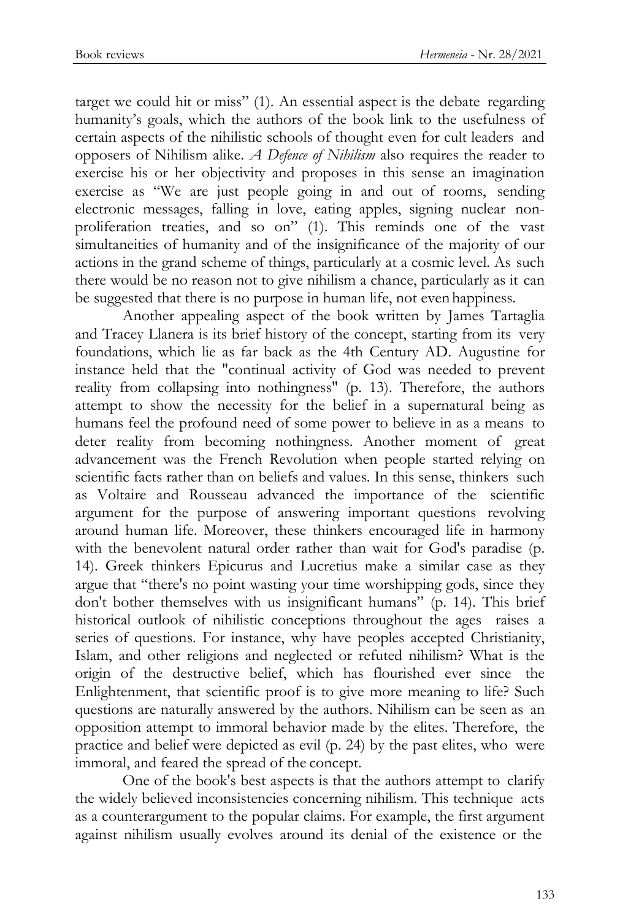target we could hit or miss" (1). An essential aspect is the debate regarding humanity's goals, which the authors of the book link to the usefulness of certain aspects of the nihilistic schools of thought even for cult leaders and opposers of Nihilism alike. *A Defence of Nihilism* also requires the reader to exercise his or her objectivity and proposes in this sense an imagination exercise as "We are just people going in and out of rooms, sending electronic messages, falling in love, eating apples, signing nuclear non-proliferation treaties, and so on" (1). This reminds one of the vast simultaneities of humanity and of the insignificance of the majority of our actions in the grand scheme of things, particularly at a cosmic level. As such there would be no reason not to give nihilism a chance, particularly as it can be suggested that there is no purpose in human life, not even happiness.

Another appealing aspect of the book written by James Tartaglia and Tracey Llanera is its brief history of the concept, starting from its very foundations, which lie as far back as the 4th Century AD. Augustine for instance held that the "continual activity of God was needed to prevent reality from collapsing into nothingness" (p. 13). Therefore, the authors attempt to show the necessity for the belief in a supernatural being as humans feel the profound need of some power to believe in as a means to deter reality from becoming nothingness. Another moment of great advancement was the French Revolution when people started relying on scientific facts rather than on beliefs and values. In this sense, thinkers such as Voltaire and Rousseau advanced the importance of the scientific argument for the purpose of answering important questions revolving around human life. Moreover, these thinkers encouraged life in harmony with the benevolent natural order rather than wait for God's paradise (p. 14). Greek thinkers Epicurus and Lucretius make a similar case as they argue that "there's no point wasting your time worshipping gods, since they don't bother themselves with us insignificant humans" (p. 14). This brief historical outlook of nihilistic conceptions throughout the ages raises a series of questions. For instance, why have peoples accepted Christianity, Islam, and other religions and neglected or refuted nihilism? What is the origin of the destructive belief, which has flourished ever since the Enlightenment, that scientific proof is to give more meaning to life? Such questions are naturally answered by the authors. Nihilism can be seen as an opposition attempt to immoral behavior made by the elites. Therefore, the practice and belief were depicted as evil (p. 24) by the past elites, who were immoral, and feared the spread of the concept.

One of the book's best aspects is that the authors attempt to clarify the widely believed inconsistencies concerning nihilism. This technique acts as a counterargument to the popular claims. For example, the first argument against nihilism usually evolves around its denial of the existence or the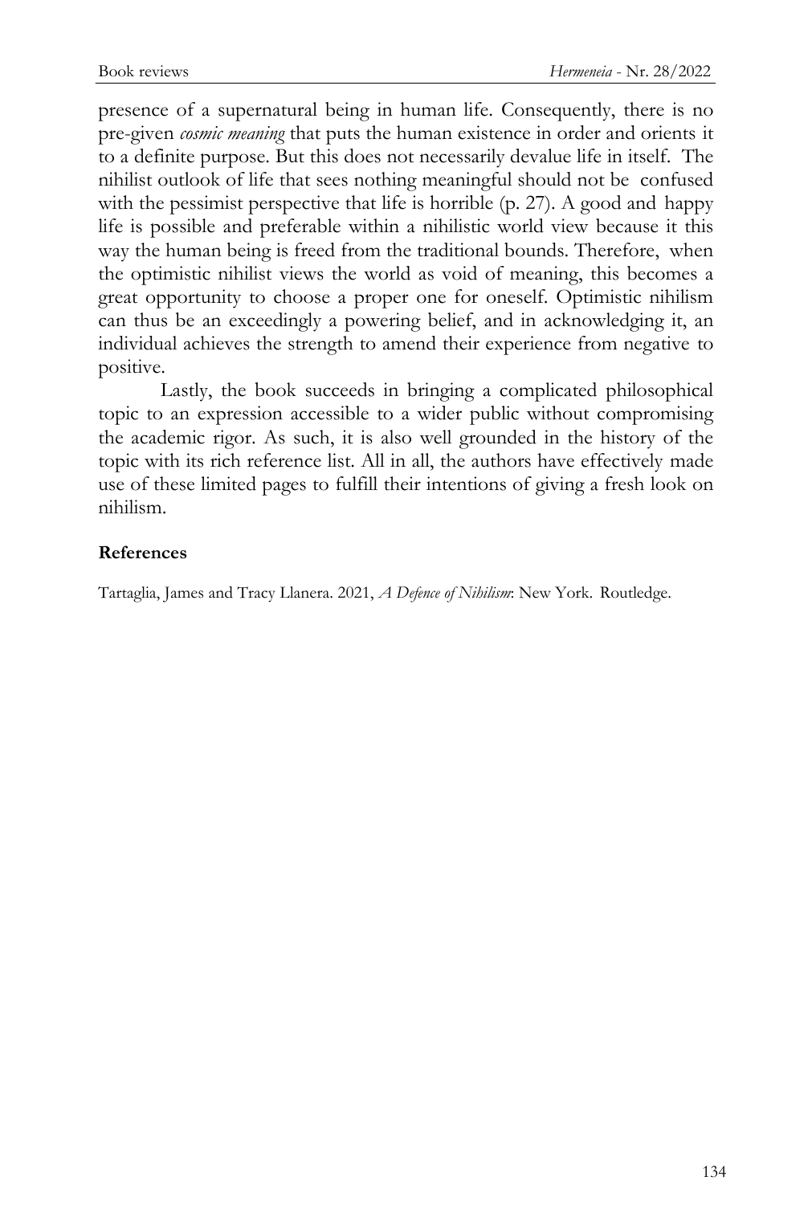presence of a supernatural being in human life. Consequently, there is no pre-given *cosmic meaning* that puts the human existence in order and orients it to a definite purpose. But this does not necessarily devalue life in itself. The nihilist outlook of life that sees nothing meaningful should not be confused with the pessimist perspective that life is horrible (p. 27). A good and happy life is possible and preferable within a nihilistic world view because it this way the human being is freed from the traditional bounds. Therefore, when the optimistic nihilist views the world as void of meaning, this becomes a great opportunity to choose a proper one for oneself. Optimistic nihilism can thus be an exceedingly a powering belief, and in acknowledging it, an individual achieves the strength to amend their experience from negative to positive.

Lastly, the book succeeds in bringing a complicated philosophical topic to an expression accessible to a wider public without compromising the academic rigor. As such, it is also well grounded in the history of the topic with its rich reference list. All in all, the authors have effectively made use of these limited pages to fulfill their intentions of giving a fresh look on nihilism.

### References

Tartaglia, James and Tracy Llanera. 2021, *A Defence of Nihilism*: New York. Routledge.